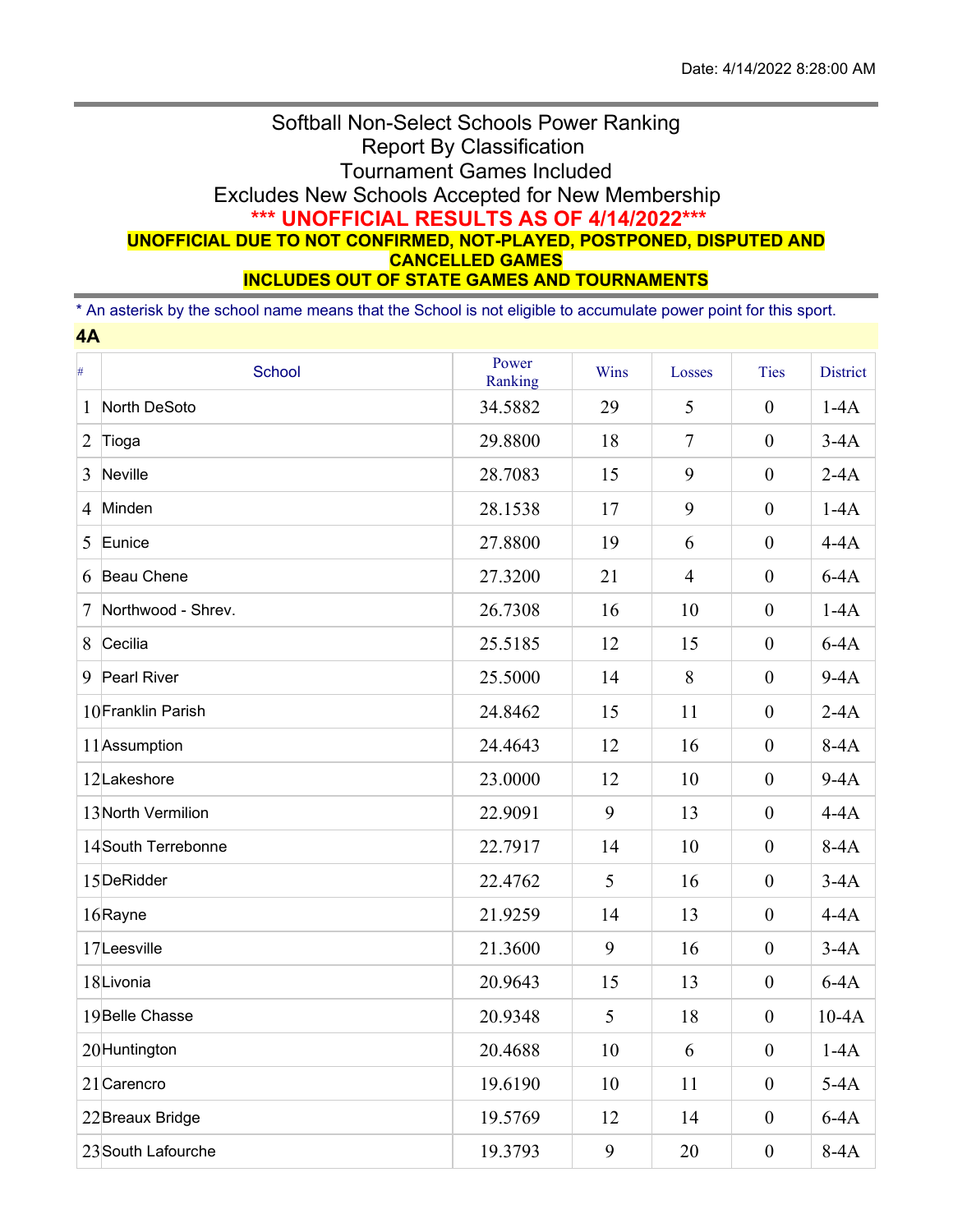Date: 4/14/2022 8:28:00 AM

# Softball Non-Select Schools Power Ranking

## Report By Classification

## Tournament Games Included

## Excludes New Schools Accepted for New Membership

**\*\*\* UNOFFICIAL RESULTS AS OF 4/14/2022\*\*\***

**UNOFFICIAL DUE TO NOT CONFIRMED, NOT-PLAYED, POSTPONED, DISPUTED AND CANCELLED GAMES**

**INCLUDES OUT OF STATE GAMES AND TOURNAMENTS**

\* An asterisk by the school name means that the School is not eligible to accumulate power point for this sport.

### 4A

| # | School | Power Ranking | Wins | Losses | Ties | District |
|---|---|---|---|---|---|---|
| 1 | North DeSoto | 34.5882 | 29 | 5 | 0 | 1-4A |
| 2 | Tioga | 29.8800 | 18 | 7 | 0 | 3-4A |
| 3 | Neville | 28.7083 | 15 | 9 | 0 | 2-4A |
| 4 | Minden | 28.1538 | 17 | 9 | 0 | 1-4A |
| 5 | Eunice | 27.8800 | 19 | 6 | 0 | 4-4A |
| 6 | Beau Chene | 27.3200 | 21 | 4 | 0 | 6-4A |
| 7 | Northwood - Shrev. | 26.7308 | 16 | 10 | 0 | 1-4A |
| 8 | Cecilia | 25.5185 | 12 | 15 | 0 | 6-4A |
| 9 | Pearl River | 25.5000 | 14 | 8 | 0 | 9-4A |
| 10 | Franklin Parish | 24.8462 | 15 | 11 | 0 | 2-4A |
| 11 | Assumption | 24.4643 | 12 | 16 | 0 | 8-4A |
| 12 | Lakeshore | 23.0000 | 12 | 10 | 0 | 9-4A |
| 13 | North Vermilion | 22.9091 | 9 | 13 | 0 | 4-4A |
| 14 | South Terrebonne | 22.7917 | 14 | 10 | 0 | 8-4A |
| 15 | DeRidder | 22.4762 | 5 | 16 | 0 | 3-4A |
| 16 | Rayne | 21.9259 | 14 | 13 | 0 | 4-4A |
| 17 | Leesville | 21.3600 | 9 | 16 | 0 | 3-4A |
| 18 | Livonia | 20.9643 | 15 | 13 | 0 | 6-4A |
| 19 | Belle Chasse | 20.9348 | 5 | 18 | 0 | 10-4A |
| 20 | Huntington | 20.4688 | 10 | 6 | 0 | 1-4A |
| 21 | Carencro | 19.6190 | 10 | 11 | 0 | 5-4A |
| 22 | Breaux Bridge | 19.5769 | 12 | 14 | 0 | 6-4A |
| 23 | South Lafourche | 19.3793 | 9 | 20 | 0 | 8-4A |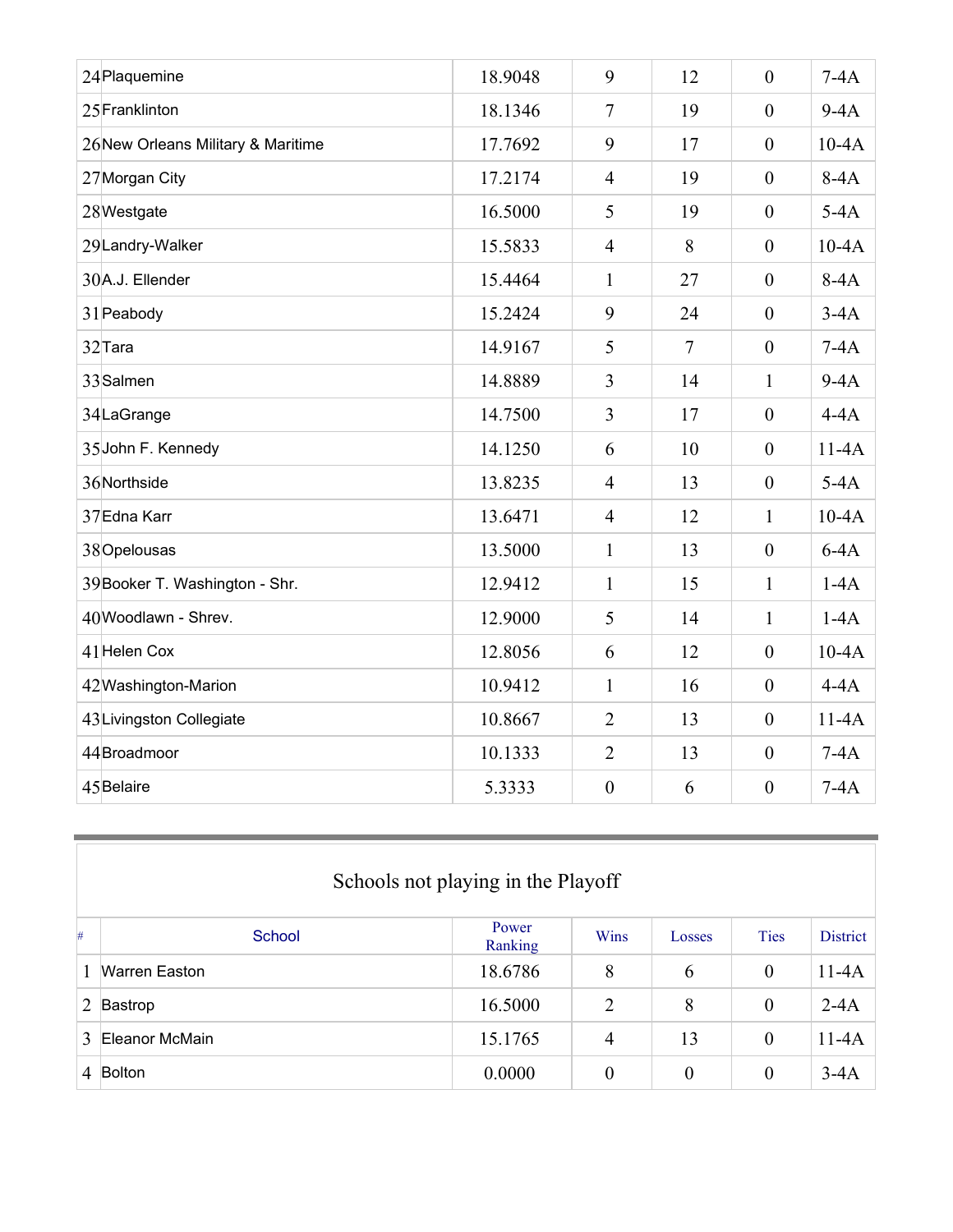| | | | | | | |
|---|---|---|---|---|---|---|
| 24 | Plaquemine | 18.9048 | 9 | 12 | 0 | 7-4A |
| 25 | Franklinton | 18.1346 | 7 | 19 | 0 | 9-4A |
| 26 | New Orleans Military & Maritime | 17.7692 | 9 | 17 | 0 | 10-4A |
| 27 | Morgan City | 17.2174 | 4 | 19 | 0 | 8-4A |
| 28 | Westgate | 16.5000 | 5 | 19 | 0 | 5-4A |
| 29 | Landry-Walker | 15.5833 | 4 | 8 | 0 | 10-4A |
| 30 | A.J. Ellender | 15.4464 | 1 | 27 | 0 | 8-4A |
| 31 | Peabody | 15.2424 | 9 | 24 | 0 | 3-4A |
| 32 | Tara | 14.9167 | 5 | 7 | 0 | 7-4A |
| 33 | Salmen | 14.8889 | 3 | 14 | 1 | 9-4A |
| 34 | LaGrange | 14.7500 | 3 | 17 | 0 | 4-4A |
| 35 | John F. Kennedy | 14.1250 | 6 | 10 | 0 | 11-4A |
| 36 | Northside | 13.8235 | 4 | 13 | 0 | 5-4A |
| 37 | Edna Karr | 13.6471 | 4 | 12 | 1 | 10-4A |
| 38 | Opelousas | 13.5000 | 1 | 13 | 0 | 6-4A |
| 39 | Booker T. Washington - Shr. | 12.9412 | 1 | 15 | 1 | 1-4A |
| 40 | Woodlawn - Shrev. | 12.9000 | 5 | 14 | 1 | 1-4A |
| 41 | Helen Cox | 12.8056 | 6 | 12 | 0 | 10-4A |
| 42 | Washington-Marion | 10.9412 | 1 | 16 | 0 | 4-4A |
| 43 | Livingston Collegiate | 10.8667 | 2 | 13 | 0 | 11-4A |
| 44 | Broadmoor | 10.1333 | 2 | 13 | 0 | 7-4A |
| 45 | Belaire | 5.3333 | 0 | 6 | 0 | 7-4A |

## Schools not playing in the Playoff

| # | School | Power Ranking | Wins | Losses | Ties | District |
|---|---|---|---|---|---|---|
| 1 | Warren Easton | 18.6786 | 8 | 6 | 0 | 11-4A |
| 2 | Bastrop | 16.5000 | 2 | 8 | 0 | 2-4A |
| 3 | Eleanor McMain | 15.1765 | 4 | 13 | 0 | 11-4A |
| 4 | Bolton | 0.0000 | 0 | 0 | 0 | 3-4A |